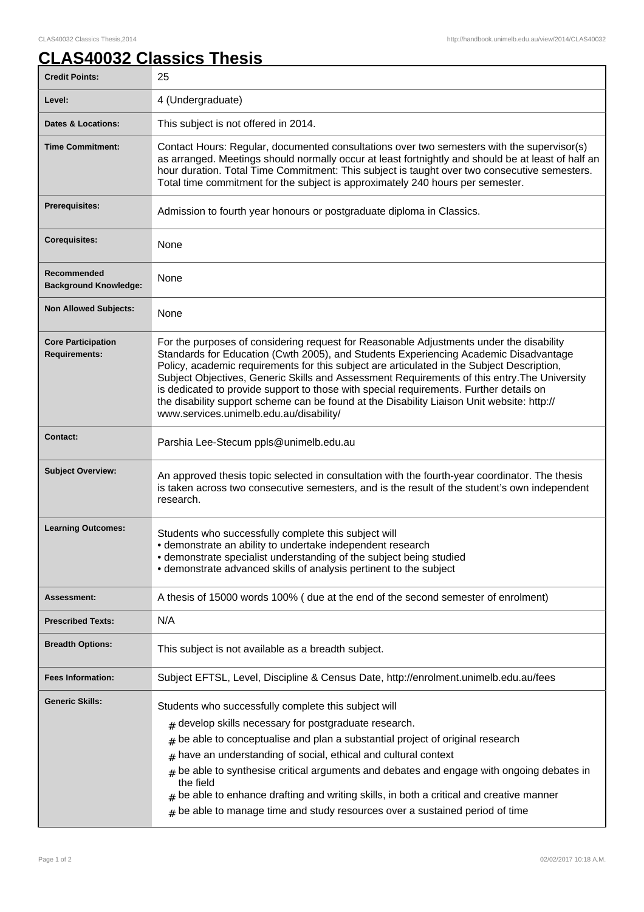# CLAS40032 Classics Thesis

| | |
|---|---|
| **Credit Points:** | 25 |
| **Level:** | 4 (Undergraduate) |
| **Dates & Locations:** | This subject is not offered in 2014. |
| **Time Commitment:** | Contact Hours: Regular, documented consultations over two semesters with the supervisor(s) as arranged. Meetings should normally occur at least fortnightly and should be at least of half an hour duration. Total Time Commitment: This subject is taught over two consecutive semesters. Total time commitment for the subject is approximately 240 hours per semester. |
| **Prerequisites:** | Admission to fourth year honours or postgraduate diploma in Classics. |
| **Corequisites:** | None |
| **Recommended Background Knowledge:** | None |
| **Non Allowed Subjects:** | None |
| **Core Participation Requirements:** | For the purposes of considering request for Reasonable Adjustments under the disability Standards for Education (Cwth 2005), and Students Experiencing Academic Disadvantage Policy, academic requirements for this subject are articulated in the Subject Description, Subject Objectives, Generic Skills and Assessment Requirements of this entry.The University is dedicated to provide support to those with special requirements. Further details on the disability support scheme can be found at the Disability Liaison Unit website: http://www.services.unimelb.edu.au/disability/ |
| **Contact:** | Parshia Lee-Stecum ppls@unimelb.edu.au |
| **Subject Overview:** | An approved thesis topic selected in consultation with the fourth-year coordinator. The thesis is taken across two consecutive semesters, and is the result of the student's own independent research. |
| **Learning Outcomes:** | Students who successfully complete this subject will<br>• demonstrate an ability to undertake independent research<br>• demonstrate specialist understanding of the subject being studied<br>• demonstrate advanced skills of analysis pertinent to the subject |
| **Assessment:** | A thesis of 15000 words 100% ( due at the end of the second semester of enrolment) |
| **Prescribed Texts:** | N/A |
| **Breadth Options:** | This subject is not available as a breadth subject. |
| **Fees Information:** | Subject EFTSL, Level, Discipline & Census Date, http://enrolment.unimelb.edu.au/fees |
| **Generic Skills:** | Students who successfully complete this subject will<br># develop skills necessary for postgraduate research.<br># be able to conceptualise and plan a substantial project of original research<br># have an understanding of social, ethical and cultural context<br># be able to synthesise critical arguments and debates and engage with ongoing debates in the field<br># be able to enhance drafting and writing skills, in both a critical and creative manner<br># be able to manage time and study resources over a sustained period of time |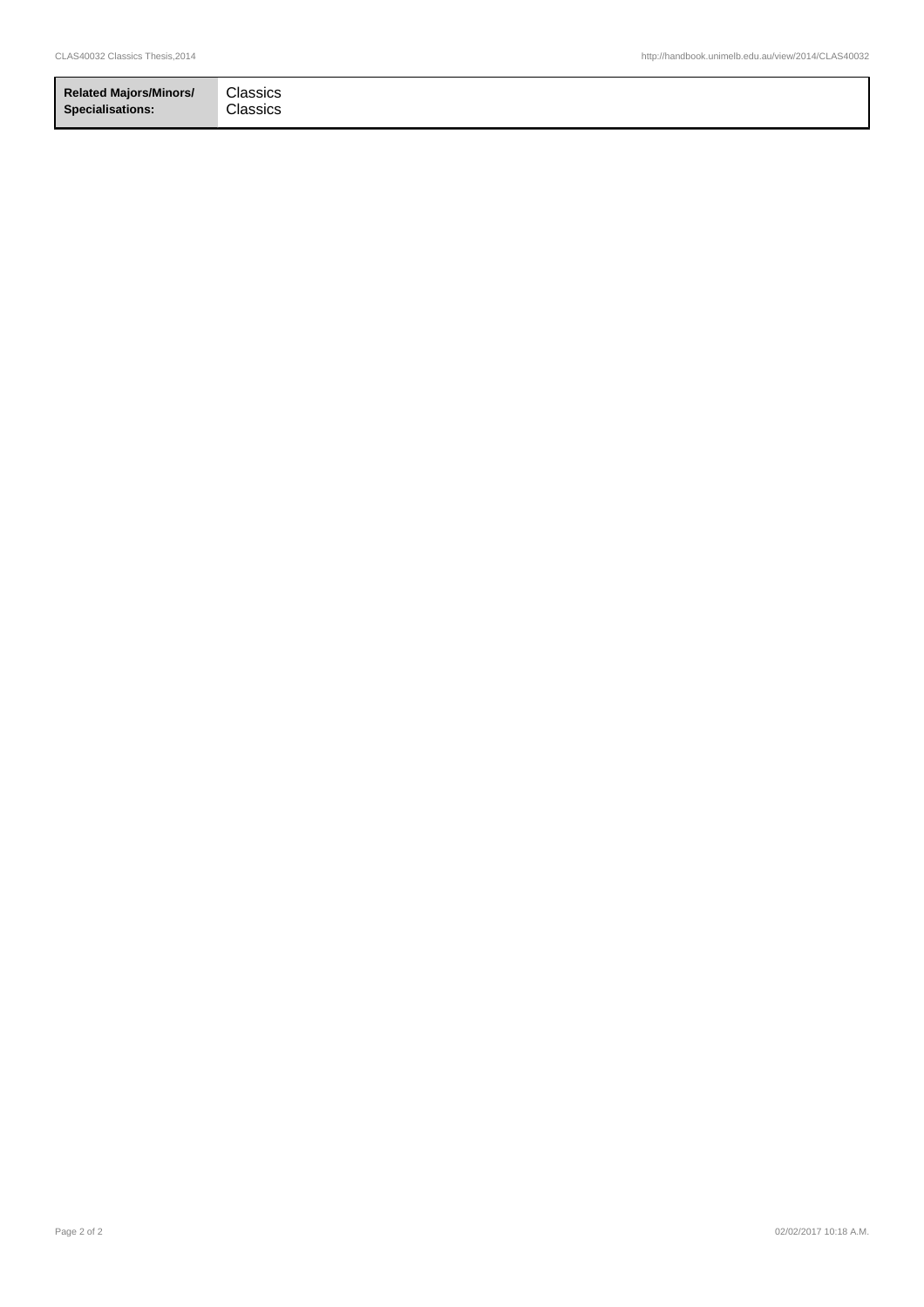| | |
|---|---|
| **Related Majors/Minors/ Specialisations:** | Classics<br>Classics |